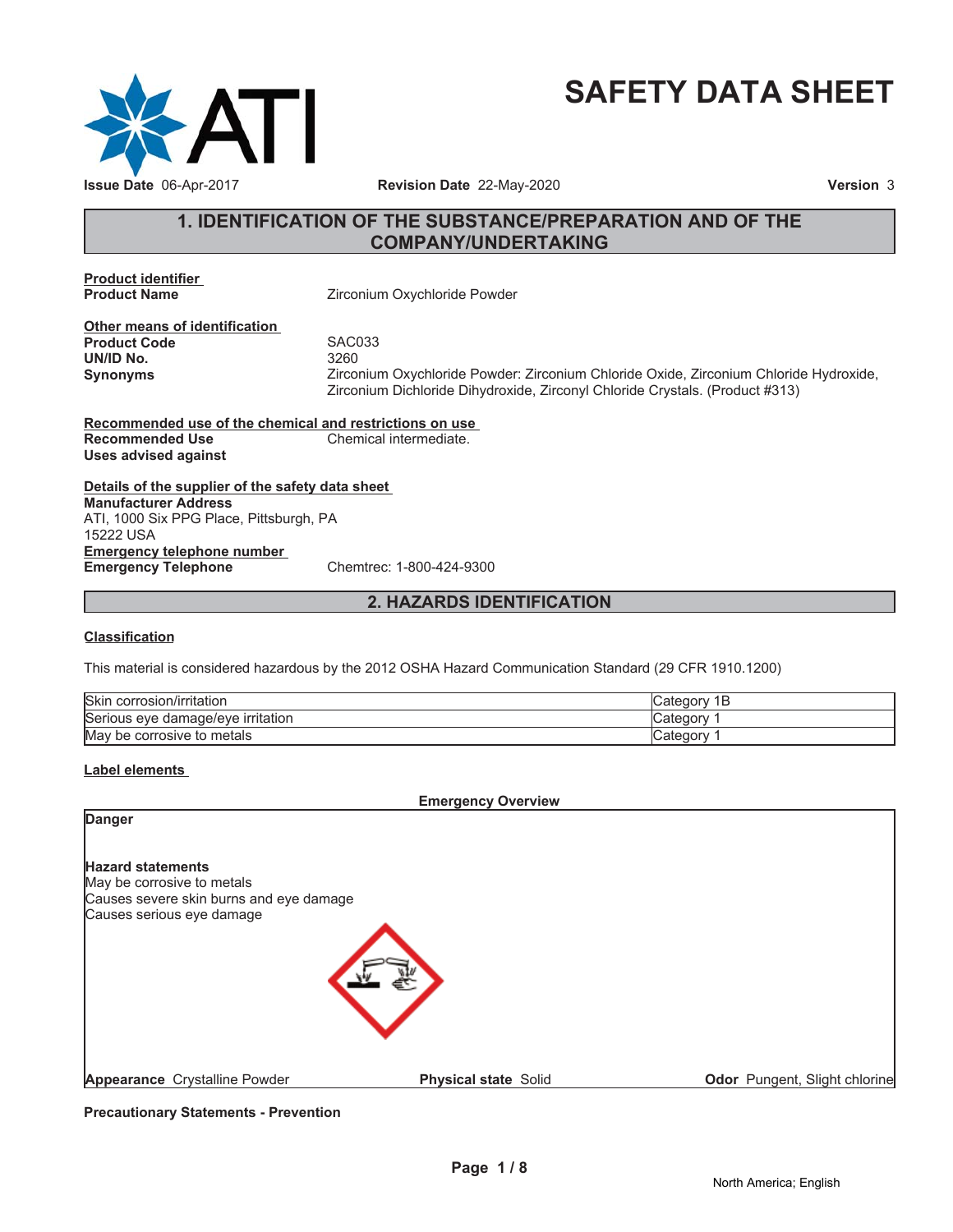# SAFETY DATA SHEET

**Issue Date** 06-Apr-2017 **Revision Date** 22-May-2020 **Version** 3

## 1. IDENTIFICATION OF THE SUBSTANCE/PREPARATION AND OF THE COMPANY/UNDERTAKING

**Product identifier**

**Product Name** Zirconium Oxychloride Powder

**Other means of identification**

**Product Code** SAC033

**UN/ID No.** 3260

**Synonyms** Zirconium Oxychloride Powder: Zirconium Chloride Oxide, Zirconium Chloride Hydroxide, Zirconium Dichloride Dihydroxide, Zirconyl Chloride Crystals. (Product #313)

**Recommended use of the chemical and restrictions on use**

**Recommended Use** Chemical intermediate.

**Uses advised against**

**Details of the supplier of the safety data sheet**

**Manufacturer Address**
ATI, 1000 Six PPG Place, Pittsburgh, PA
15222 USA

**Emergency telephone number**

**Emergency Telephone** Chemtrec: 1-800-424-9300

## 2. HAZARDS IDENTIFICATION

**Classification**

This material is considered hazardous by the 2012 OSHA Hazard Communication Standard (29 CFR 1910.1200)

| | |
|---|---|
| Skin corrosion/irritation | Category 1B |
| Serious eye damage/eye irritation | Category 1 |
| May be corrosive to metals | Category 1 |

**Label elements**

**Emergency Overview**

**Danger**

**Hazard statements**
May be corrosive to metals
Causes severe skin burns and eye damage
Causes serious eye damage

**Appearance** Crystalline Powder **Physical state** Solid **Odor** Pungent, Slight chlorine

**Precautionary Statements - Prevention**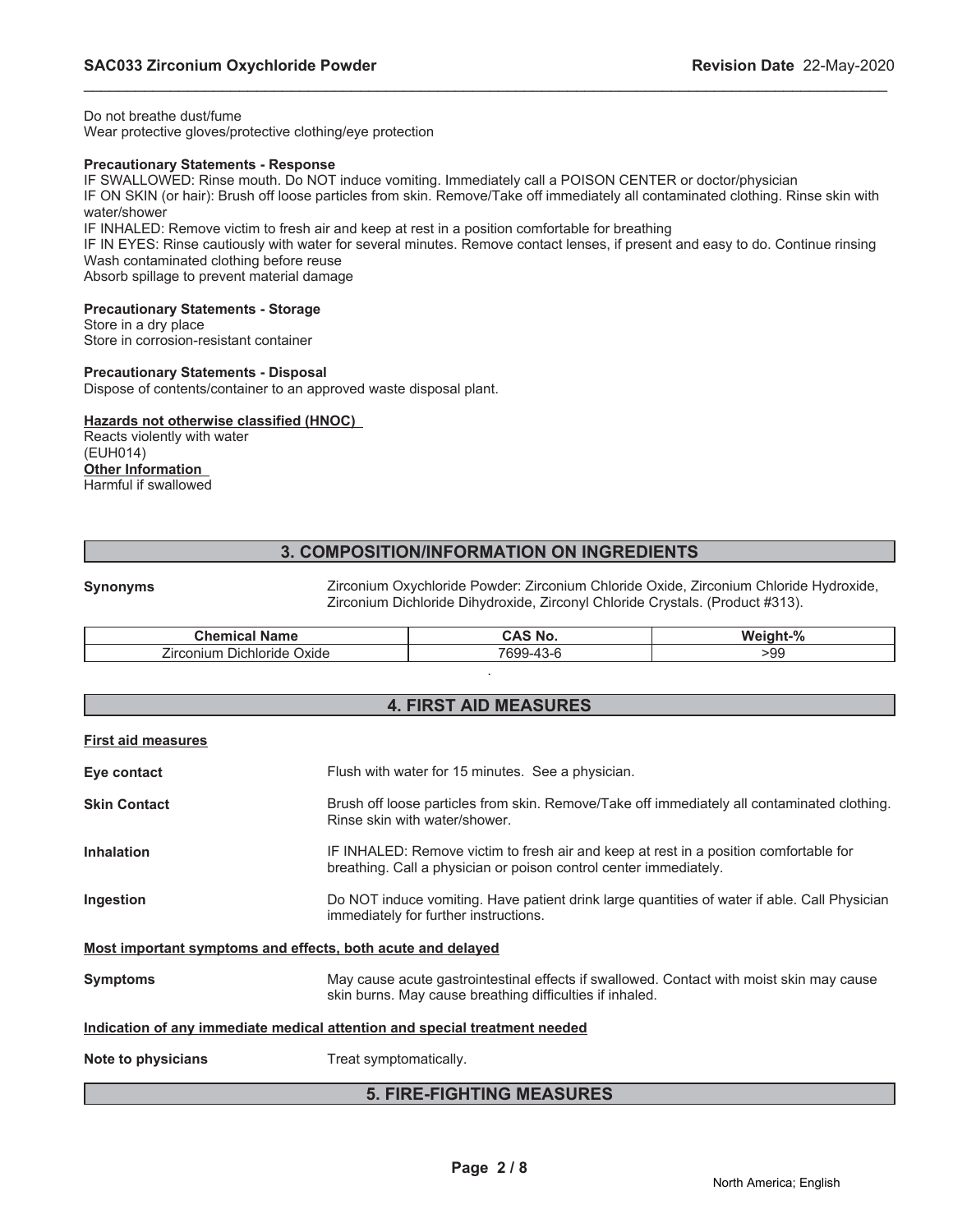Do not breathe dust/fume
Wear protective gloves/protective clothing/eye protection

**Precautionary Statements - Response**
IF SWALLOWED: Rinse mouth. Do NOT induce vomiting. Immediately call a POISON CENTER or doctor/physician
IF ON SKIN (or hair): Brush off loose particles from skin. Remove/Take off immediately all contaminated clothing. Rinse skin with water/shower
IF INHALED: Remove victim to fresh air and keep at rest in a position comfortable for breathing
IF IN EYES: Rinse cautiously with water for several minutes. Remove contact lenses, if present and easy to do. Continue rinsing
Wash contaminated clothing before reuse
Absorb spillage to prevent material damage

**Precautionary Statements - Storage**
Store in a dry place
Store in corrosion-resistant container

**Precautionary Statements - Disposal**
Dispose of contents/container to an approved waste disposal plant.

**Hazards not otherwise classified (HNOC)**
Reacts violently with water
(EUH014)
**Other Information**
Harmful if swallowed

## 3. COMPOSITION/INFORMATION ON INGREDIENTS

**Synonyms** Zirconium Oxychloride Powder: Zirconium Chloride Oxide, Zirconium Chloride Hydroxide, Zirconium Dichloride Dihydroxide, Zirconyl Chloride Crystals. (Product #313).

| Chemical Name | CAS No. | Weight-% |
|---|---|---|
| Zirconium Dichloride Oxide | 7699-43-6 | >99 |

.

## 4. FIRST AID MEASURES

**First aid measures**

**Eye contact** Flush with water for 15 minutes. See a physician.

**Skin Contact** Brush off loose particles from skin. Remove/Take off immediately all contaminated clothing. Rinse skin with water/shower.

**Inhalation** IF INHALED: Remove victim to fresh air and keep at rest in a position comfortable for breathing. Call a physician or poison control center immediately.

**Ingestion** Do NOT induce vomiting. Have patient drink large quantities of water if able. Call Physician immediately for further instructions.

**Most important symptoms and effects, both acute and delayed**

**Symptoms** May cause acute gastrointestinal effects if swallowed. Contact with moist skin may cause skin burns. May cause breathing difficulties if inhaled.

**Indication of any immediate medical attention and special treatment needed**

**Note to physicians** Treat symptomatically.

## 5. FIRE-FIGHTING MEASURES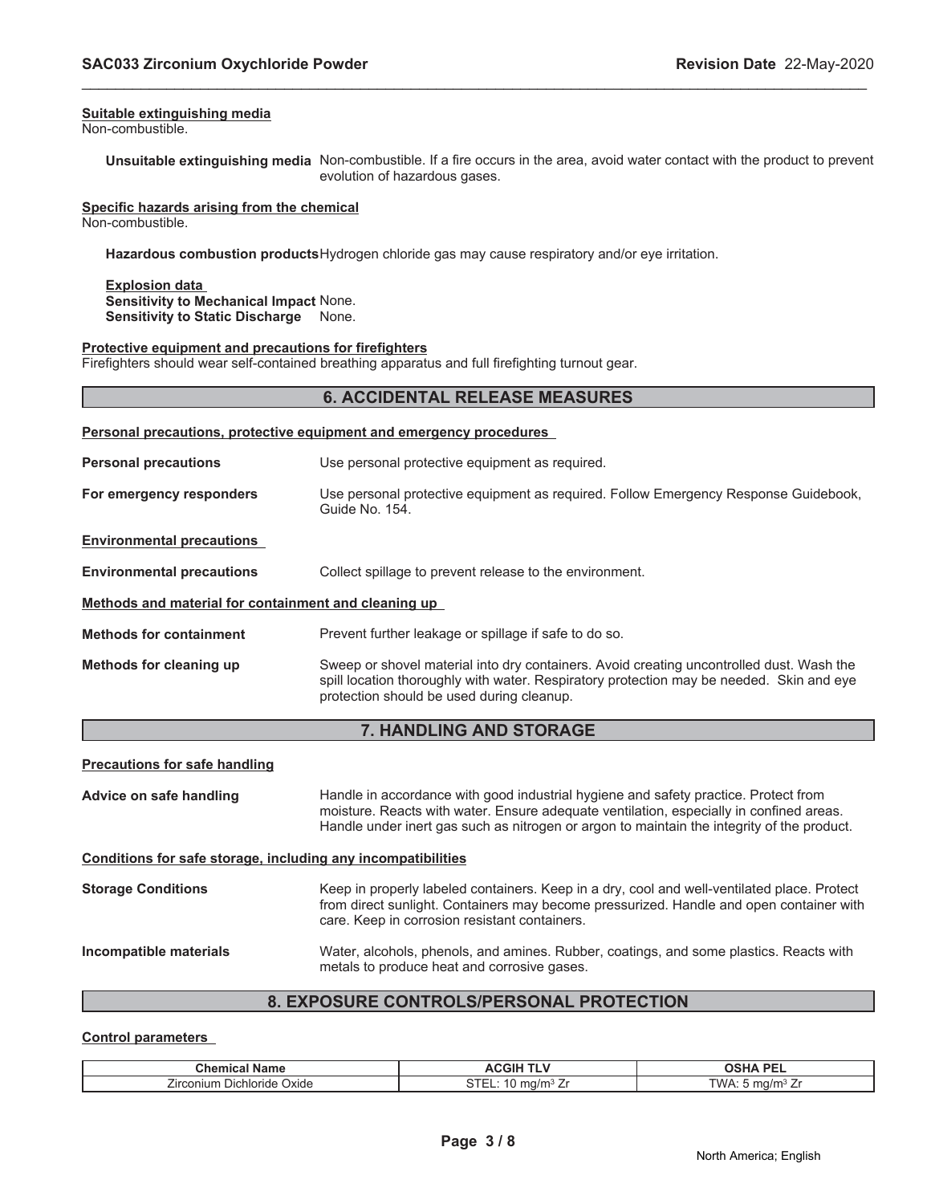**Suitable extinguishing media**
Non-combustible.

**Unsuitable extinguishing media** Non-combustible. If a fire occurs in the area, avoid water contact with the product to prevent evolution of hazardous gases.

**Specific hazards arising from the chemical**
Non-combustible.

**Hazardous combustion products** Hydrogen chloride gas may cause respiratory and/or eye irritation.

**Explosion data**
**Sensitivity to Mechanical Impact** None.
**Sensitivity to Static Discharge** None.

**Protective equipment and precautions for firefighters**
Firefighters should wear self-contained breathing apparatus and full firefighting turnout gear.

## 6. ACCIDENTAL RELEASE MEASURES

**Personal precautions, protective equipment and emergency procedures**

**Personal precautions** Use personal protective equipment as required.

**For emergency responders** Use personal protective equipment as required. Follow Emergency Response Guidebook, Guide No. 154.

**Environmental precautions**

**Environmental precautions** Collect spillage to prevent release to the environment.

**Methods and material for containment and cleaning up**

**Methods for containment** Prevent further leakage or spillage if safe to do so.

**Methods for cleaning up** Sweep or shovel material into dry containers. Avoid creating uncontrolled dust. Wash the spill location thoroughly with water. Respiratory protection may be needed. Skin and eye protection should be used during cleanup.

## 7. HANDLING AND STORAGE

**Precautions for safe handling**

**Advice on safe handling** Handle in accordance with good industrial hygiene and safety practice. Protect from moisture. Reacts with water. Ensure adequate ventilation, especially in confined areas. Handle under inert gas such as nitrogen or argon to maintain the integrity of the product.

**Conditions for safe storage, including any incompatibilities**

**Storage Conditions** Keep in properly labeled containers. Keep in a dry, cool and well-ventilated place. Protect from direct sunlight. Containers may become pressurized. Handle and open container with care. Keep in corrosion resistant containers.

**Incompatible materials** Water, alcohols, phenols, and amines. Rubber, coatings, and some plastics. Reacts with metals to produce heat and corrosive gases.

## 8. EXPOSURE CONTROLS/PERSONAL PROTECTION

**Control parameters**

| Chemical Name | ACGIH TLV | OSHA PEL |
|---|---|---|
| Zirconium Dichloride Oxide | STEL: 10 mg/m³ Zr | TWA: 5 mg/m³ Zr |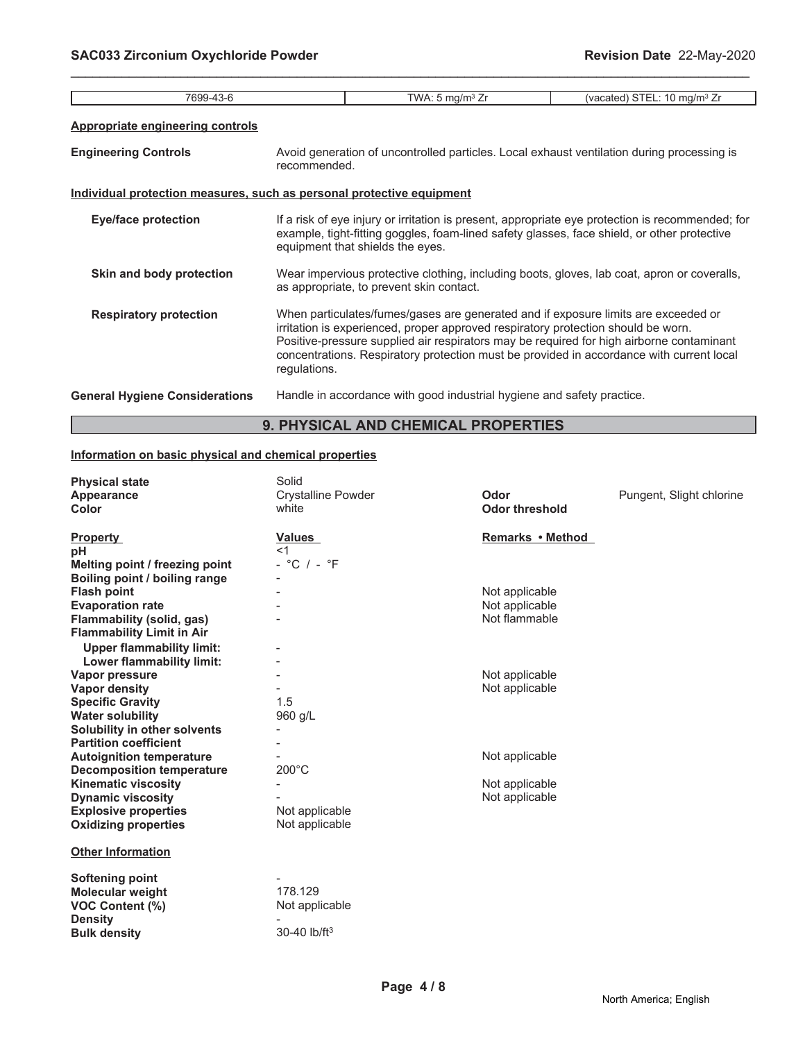| | | |
|---|---|---|
| 7699-43-6 | TWA: 5 mg/m³ Zr | (vacated) STEL: 10 mg/m³ Zr |

**Appropriate engineering controls**

**Engineering Controls** Avoid generation of uncontrolled particles. Local exhaust ventilation during processing is recommended.

**Individual protection measures, such as personal protective equipment**

**Eye/face protection** If a risk of eye injury or irritation is present, appropriate eye protection is recommended; for example, tight-fitting goggles, foam-lined safety glasses, face shield, or other protective equipment that shields the eyes.

**Skin and body protection** Wear impervious protective clothing, including boots, gloves, lab coat, apron or coveralls, as appropriate, to prevent skin contact.

**Respiratory protection** When particulates/fumes/gases are generated and if exposure limits are exceeded or irritation is experienced, proper approved respiratory protection should be worn. Positive-pressure supplied air respirators may be required for high airborne contaminant concentrations. Respiratory protection must be provided in accordance with current local regulations.

**General Hygiene Considerations** Handle in accordance with good industrial hygiene and safety practice.

## 9. PHYSICAL AND CHEMICAL PROPERTIES

**Information on basic physical and chemical properties**

| | | | |
|---|---|---|---|
| **Physical state** | Solid | | |
| **Appearance** | Crystalline Powder | **Odor** | Pungent, Slight chlorine |
| **Color** | white | **Odor threshold** | |

| **Property** | **Values** | **Remarks • Method** |
|---|---|---|
| **pH** | <1 | |
| **Melting point / freezing point** | - °C / - °F | |
| **Boiling point / boiling range** | - | |
| **Flash point** | - | Not applicable |
| **Evaporation rate** | - | Not applicable |
| **Flammability (solid, gas)** | - | Not flammable |
| **Flammability Limit in Air** | | |
| **Upper flammability limit:** | - | |
| **Lower flammability limit:** | - | |
| **Vapor pressure** | - | Not applicable |
| **Vapor density** | - | Not applicable |
| **Specific Gravity** | 1.5 | |
| **Water solubility** | 960 g/L | |
| **Solubility in other solvents** | - | |
| **Partition coefficient** | - | |
| **Autoignition temperature** | - | Not applicable |
| **Decomposition temperature** | 200°C | |
| **Kinematic viscosity** | - | Not applicable |
| **Dynamic viscosity** | - | Not applicable |
| **Explosive properties** | Not applicable | |
| **Oxidizing properties** | Not applicable | |

**Other Information**

| | |
|---|---|
| **Softening point** | - |
| **Molecular weight** | 178.129 |
| **VOC Content (%)** | Not applicable |
| **Density** | - |
| **Bulk density** | 30-40 lb/ft³ |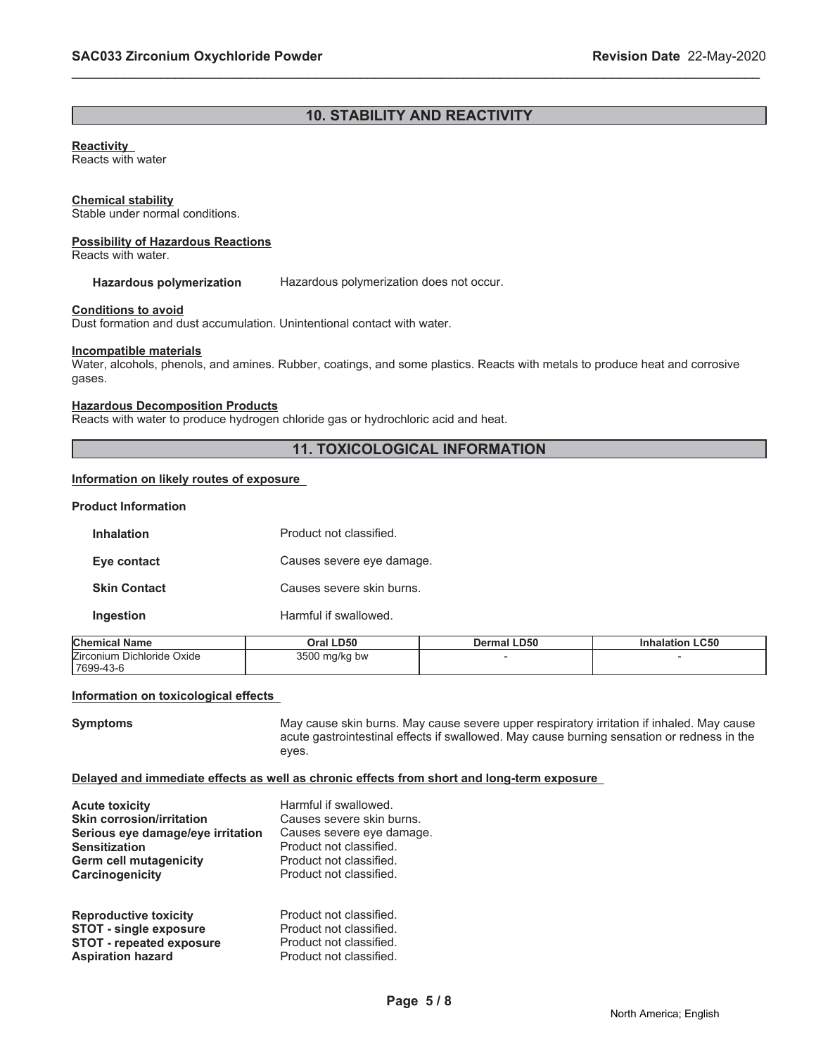## 10. STABILITY AND REACTIVITY

**Reactivity**
Reacts with water

**Chemical stability**
Stable under normal conditions.

**Possibility of Hazardous Reactions**
Reacts with water.

**Hazardous polymerization** Hazardous polymerization does not occur.

**Conditions to avoid**
Dust formation and dust accumulation. Unintentional contact with water.

**Incompatible materials**
Water, alcohols, phenols, and amines. Rubber, coatings, and some plastics. Reacts with metals to produce heat and corrosive gases.

**Hazardous Decomposition Products**
Reacts with water to produce hydrogen chloride gas or hydrochloric acid and heat.

## 11. TOXICOLOGICAL INFORMATION

**Information on likely routes of exposure**

**Product Information**

| | |
|---|---|
| **Inhalation** | Product not classified. |
| **Eye contact** | Causes severe eye damage. |
| **Skin Contact** | Causes severe skin burns. |
| **Ingestion** | Harmful if swallowed. |

| Chemical Name | Oral LD50 | Dermal LD50 | Inhalation LC50 |
|---|---|---|---|
| Zirconium Dichloride Oxide 7699-43-6 | 3500 mg/kg bw | - | - |

**Information on toxicological effects**

**Symptoms** May cause skin burns. May cause severe upper respiratory irritation if inhaled. May cause acute gastrointestinal effects if swallowed. May cause burning sensation or redness in the eyes.

**Delayed and immediate effects as well as chronic effects from short and long-term exposure**

| | |
|---|---|
| **Acute toxicity** | Harmful if swallowed. |
| **Skin corrosion/irritation** | Causes severe skin burns. |
| **Serious eye damage/eye irritation** | Causes severe eye damage. |
| **Sensitization** | Product not classified. |
| **Germ cell mutagenicity** | Product not classified. |
| **Carcinogenicity** | Product not classified. |
| **Reproductive toxicity** | Product not classified. |
| **STOT - single exposure** | Product not classified. |
| **STOT - repeated exposure** | Product not classified. |
| **Aspiration hazard** | Product not classified. |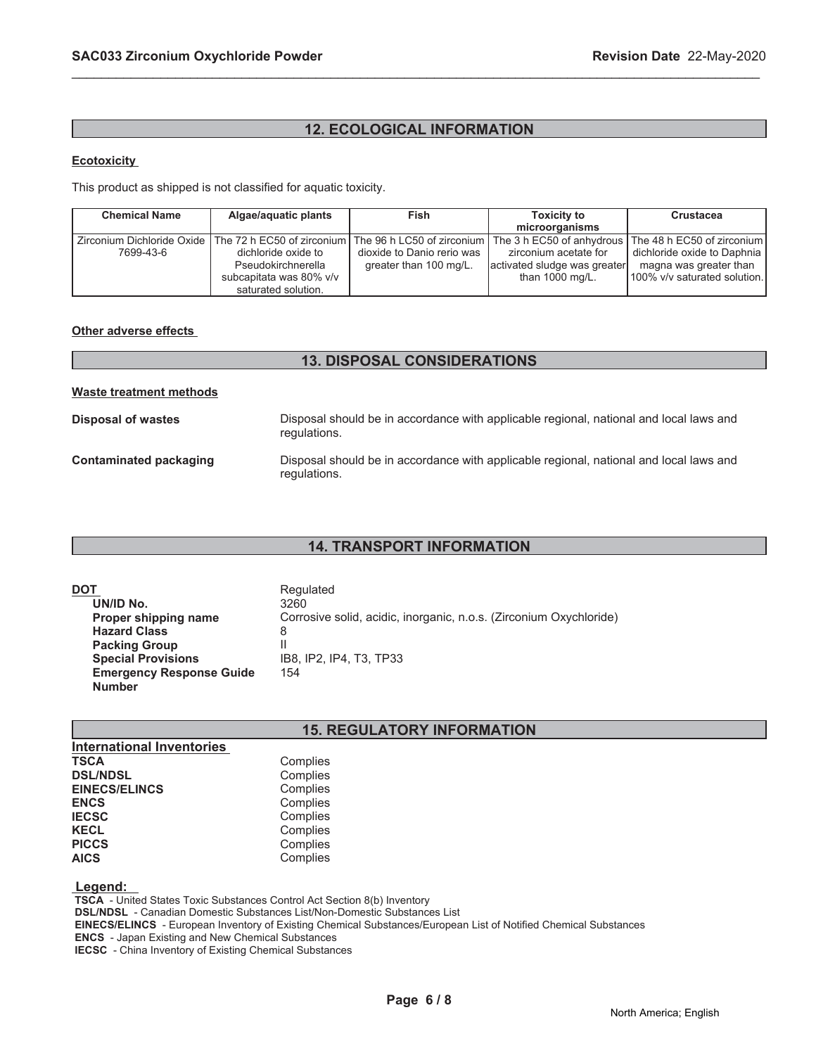## 12. ECOLOGICAL INFORMATION

**Ecotoxicity**

This product as shipped is not classified for aquatic toxicity.

| Chemical Name | Algae/aquatic plants | Fish | Toxicity to microorganisms | Crustacea |
|---|---|---|---|---|
| Zirconium Dichloride Oxide 7699-43-6 | The 72 h EC50 of zirconium dichloride oxide to Pseudokirchnerella subcapitata was 80% v/v saturated solution. | The 96 h LC50 of zirconium dioxide to Danio rerio was greater than 100 mg/L. | The 3 h EC50 of anhydrous zirconium acetate for activated sludge was greater than 1000 mg/L. | The 48 h EC50 of zirconium dichloride oxide to Daphnia magna was greater than 100% v/v saturated solution. |

**Other adverse effects**

## 13. DISPOSAL CONSIDERATIONS

**Waste treatment methods**

**Disposal of wastes** Disposal should be in accordance with applicable regional, national and local laws and regulations.

**Contaminated packaging** Disposal should be in accordance with applicable regional, national and local laws and regulations.

## 14. TRANSPORT INFORMATION

**DOT** Regulated
**UN/ID No.** 3260
**Proper shipping name** Corrosive solid, acidic, inorganic, n.o.s. (Zirconium Oxychloride)
**Hazard Class** 8
**Packing Group** II
**Special Provisions** IB8, IP2, IP4, T3, TP33
**Emergency Response Guide Number** 154

## 15. REGULATORY INFORMATION

**International Inventories**

**TSCA** Complies
**DSL/NDSL** Complies
**EINECS/ELINCS** Complies
**ENCS** Complies
**IECSC** Complies
**KECL** Complies
**PICCS** Complies
**AICS** Complies

**Legend:**
**TSCA** - United States Toxic Substances Control Act Section 8(b) Inventory
**DSL/NDSL** - Canadian Domestic Substances List/Non-Domestic Substances List
**EINECS/ELINCS** - European Inventory of Existing Chemical Substances/European List of Notified Chemical Substances
**ENCS** - Japan Existing and New Chemical Substances
**IECSC** - China Inventory of Existing Chemical Substances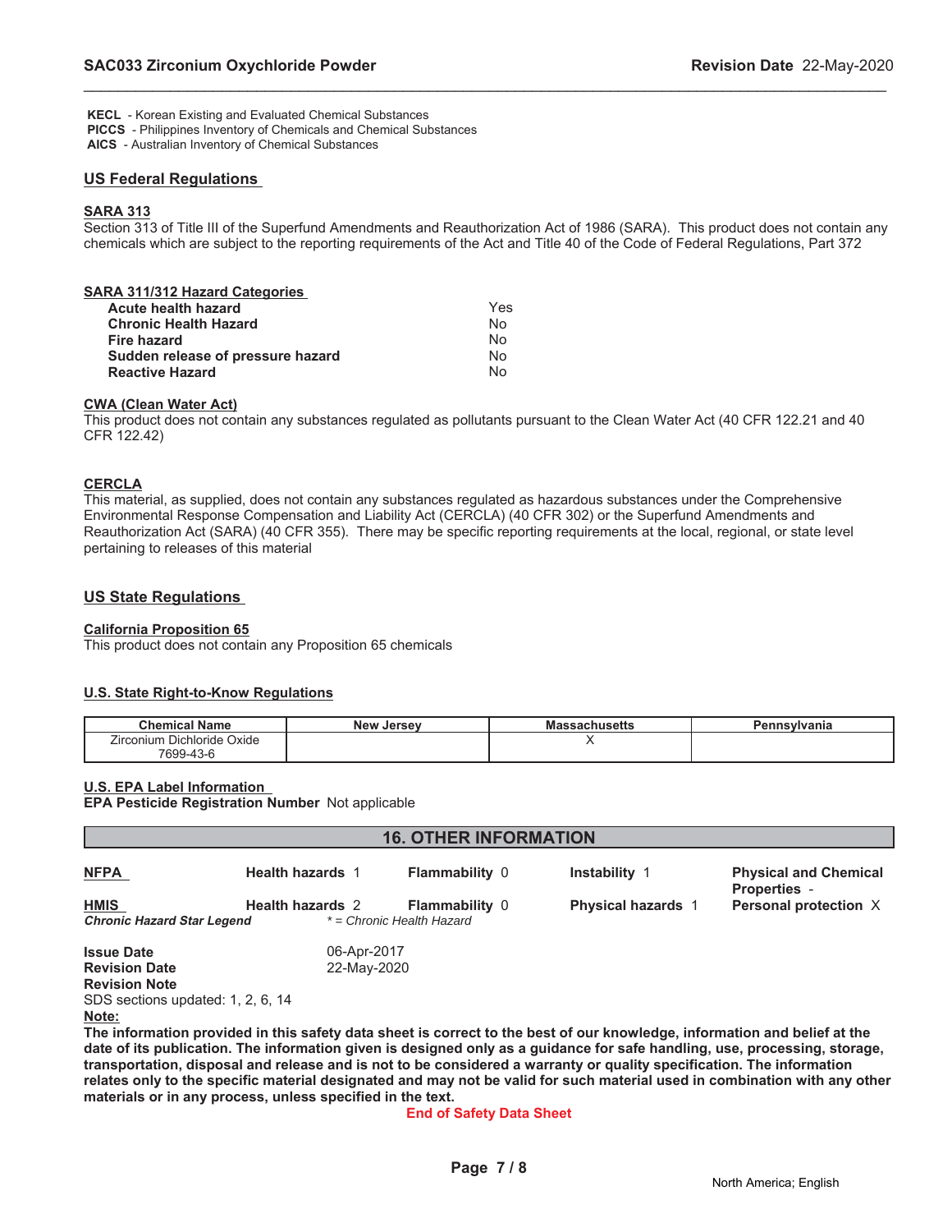**KECL** - Korean Existing and Evaluated Chemical Substances
**PICCS** - Philippines Inventory of Chemicals and Chemical Substances
**AICS** - Australian Inventory of Chemical Substances

## US Federal Regulations

### SARA 313

Section 313 of Title III of the Superfund Amendments and Reauthorization Act of 1986 (SARA). This product does not contain any chemicals which are subject to the reporting requirements of the Act and Title 40 of the Code of Federal Regulations, Part 372

### SARA 311/312 Hazard Categories

| | |
|---|---|
| **Acute health hazard** | Yes |
| **Chronic Health Hazard** | No |
| **Fire hazard** | No |
| **Sudden release of pressure hazard** | No |
| **Reactive Hazard** | No |

### CWA (Clean Water Act)

This product does not contain any substances regulated as pollutants pursuant to the Clean Water Act (40 CFR 122.21 and 40 CFR 122.42)

### CERCLA

This material, as supplied, does not contain any substances regulated as hazardous substances under the Comprehensive Environmental Response Compensation and Liability Act (CERCLA) (40 CFR 302) or the Superfund Amendments and Reauthorization Act (SARA) (40 CFR 355). There may be specific reporting requirements at the local, regional, or state level pertaining to releases of this material

## US State Regulations

### California Proposition 65

This product does not contain any Proposition 65 chemicals

### U.S. State Right-to-Know Regulations

| Chemical Name | New Jersey | Massachusetts | Pennsylvania |
|---|---|---|---|
| Zirconium Dichloride Oxide 7699-43-6 | | X | |

### U.S. EPA Label Information

**EPA Pesticide Registration Number** Not applicable

## 16. OTHER INFORMATION

| | | | | |
|---|---|---|---|---|
| **NFPA** | **Health hazards** 1 | **Flammability** 0 | **Instability** 1 | **Physical and Chemical Properties** - |
| **HMIS** | **Health hazards** 2 | **Flammability** 0 | **Physical hazards** 1 | **Personal protection** X |

***Chronic Hazard Star Legend*** *\* = Chronic Health Hazard*

**Issue Date** 06-Apr-2017
**Revision Date** 22-May-2020
**Revision Note**
SDS sections updated: 1, 2, 6, 14

**Note:**

**The information provided in this safety data sheet is correct to the best of our knowledge, information and belief at the date of its publication. The information given is designed only as a guidance for safe handling, use, processing, storage, transportation, disposal and release and is not to be considered a warranty or quality specification. The information relates only to the specific material designated and may not be valid for such material used in combination with any other materials or in any process, unless specified in the text.**

**End of Safety Data Sheet**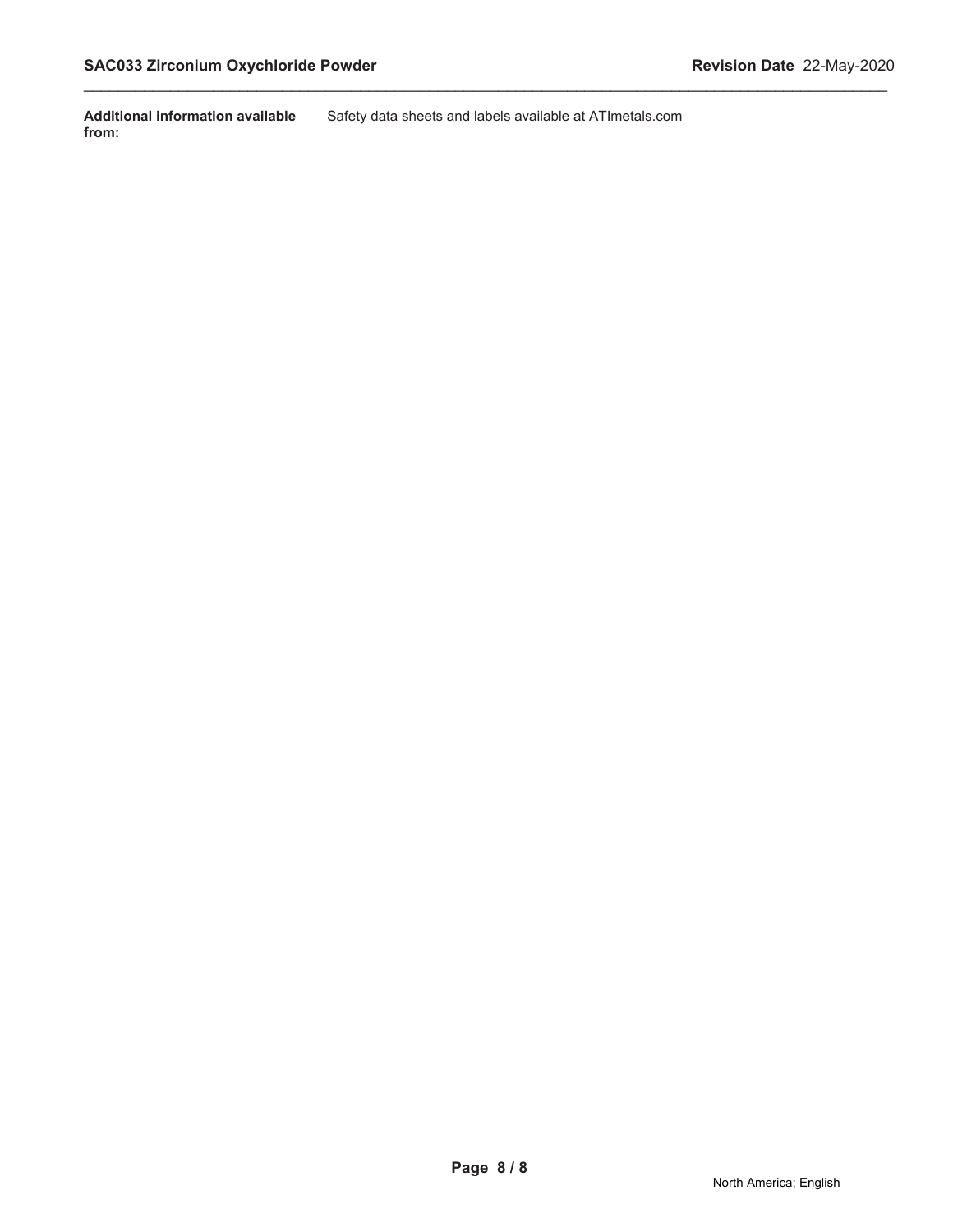**Additional information available from:** Safety data sheets and labels available at ATImetals.com